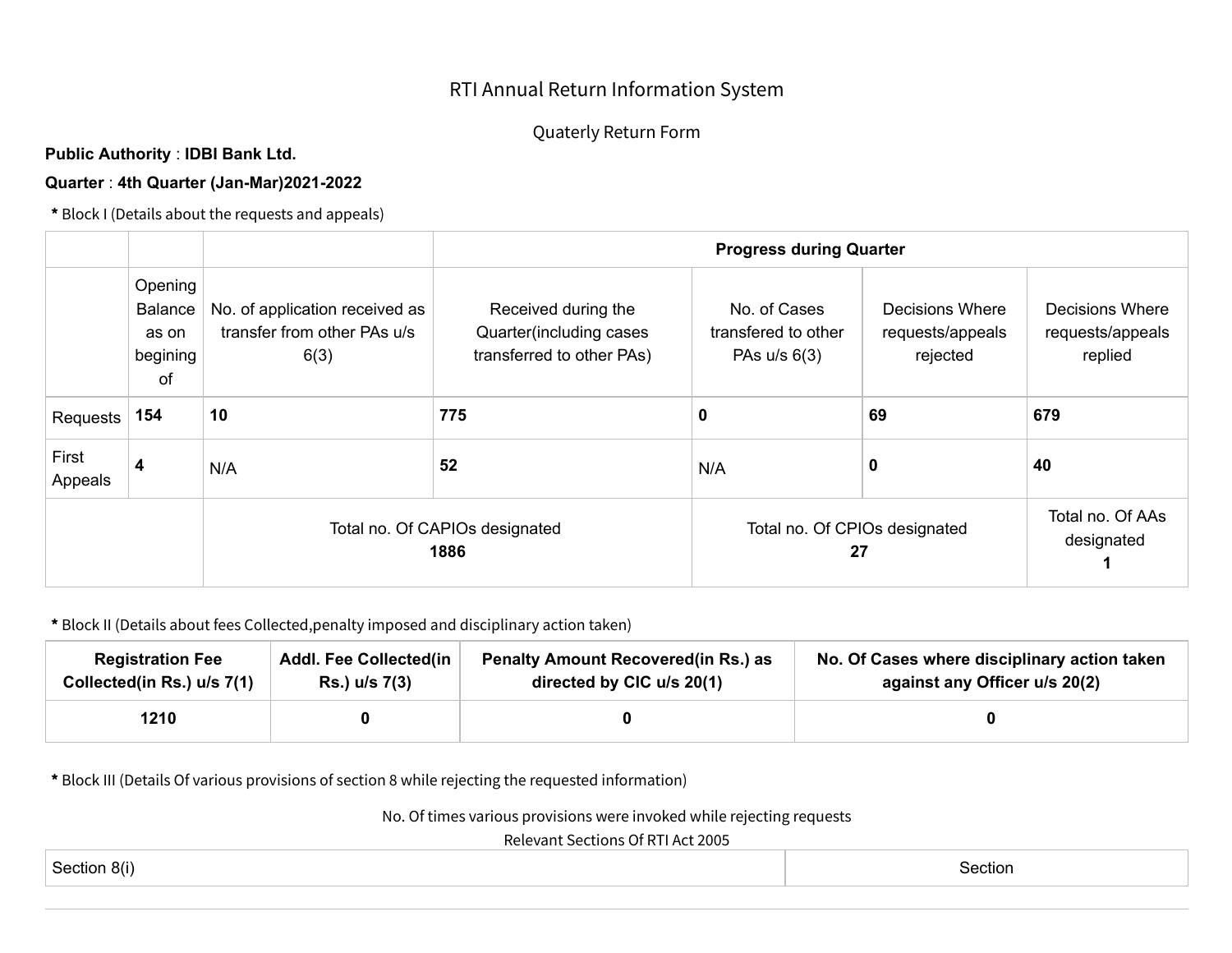# RTI Annual Return Information System

## Quaterly Return Form

**Public Authority** : **IDBI Bank Ltd.**

**Quarter** : **4th Quarter (Jan-Mar)2021-2022**

**\*** Block I (Details about the requests and appeals)

| | | | **Progress during Quarter** | | | |
|---|---|---|---|---|---|---|
| | Opening Balance as on begining of | No. of application received as transfer from other PAs u/s 6(3) | Received during the Quarter(including cases transferred to other PAs) | No. of Cases transfered to other PAs u/s 6(3) | Decisions Where requests/appeals rejected | Decisions Where requests/appeals replied |
| Requests | **154** | **10** | **775** | **0** | **69** | **679** |
| First Appeals | **4** | N/A | **52** | N/A | **0** | **40** |
| | | Total no. Of CAPIOs designated **1886** | | Total no. Of CPIOs designated **27** | | Total no. Of AAs designated **1** |

**\*** Block II (Details about fees Collected,penalty imposed and disciplinary action taken)

| Registration Fee Collected(in Rs.) u/s 7(1) | Addl. Fee Collected(in Rs.) u/s 7(3) | Penalty Amount Recovered(in Rs.) as directed by CIC u/s 20(1) | No. Of Cases where disciplinary action taken against any Officer u/s 20(2) |
|---|---|---|---|
| 1210 | 0 | 0 | 0 |

**\*** Block III (Details Of various provisions of section 8 while rejecting the requested information)

No. Of times various provisions were invoked while rejecting requests

Relevant Sections Of RTI Act 2005

| Section 8(i) | Section |
|---|---|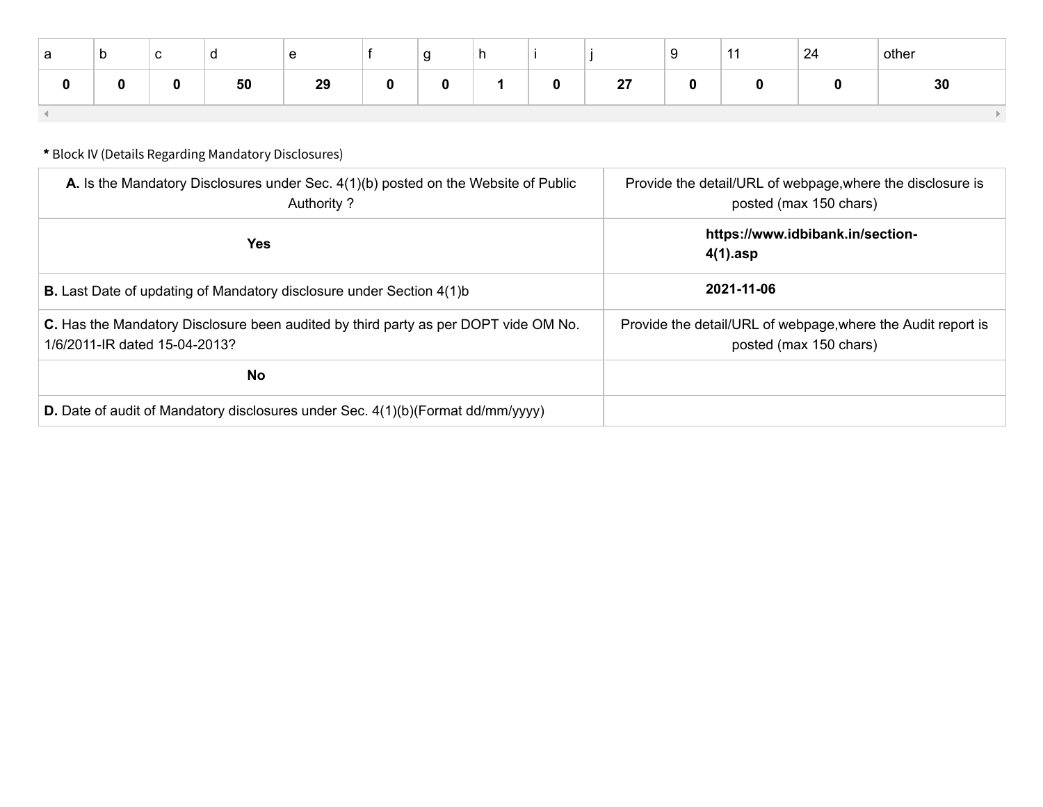| a | b | c | d | e | f | g | h | i | j | 9 | 11 | 24 | other |
|---|---|---|---|---|---|---|---|---|---|---|---|---|---|
| **0** | **0** | **0** | **50** | **29** | **0** | **0** | **1** | **0** | **27** | **0** | **0** | **0** | **30** |

**\*** Block IV (Details Regarding Mandatory Disclosures)

| **A.** Is the Mandatory Disclosures under Sec. 4(1)(b) posted on the Website of Public Authority ? | Provide the detail/URL of webpage,where the disclosure is posted (max 150 chars) |
|---|---|
| **Yes** | **https://www.idbibank.in/section-4(1).asp** |
| **B.** Last Date of updating of Mandatory disclosure under Section 4(1)b | **2021-11-06** |
| **C.** Has the Mandatory Disclosure been audited by third party as per DOPT vide OM No. 1/6/2011-IR dated 15-04-2013? | Provide the detail/URL of webpage,where the Audit report is posted (max 150 chars) |
| **No** | |
| **D.** Date of audit of Mandatory disclosures under Sec. 4(1)(b)(Format dd/mm/yyyy) | |